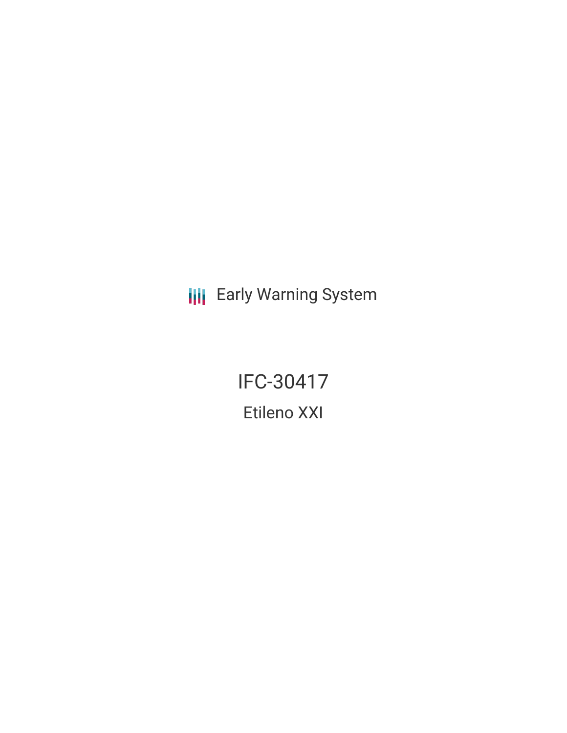Early Warning System

# IFC-30417

## Etileno XXI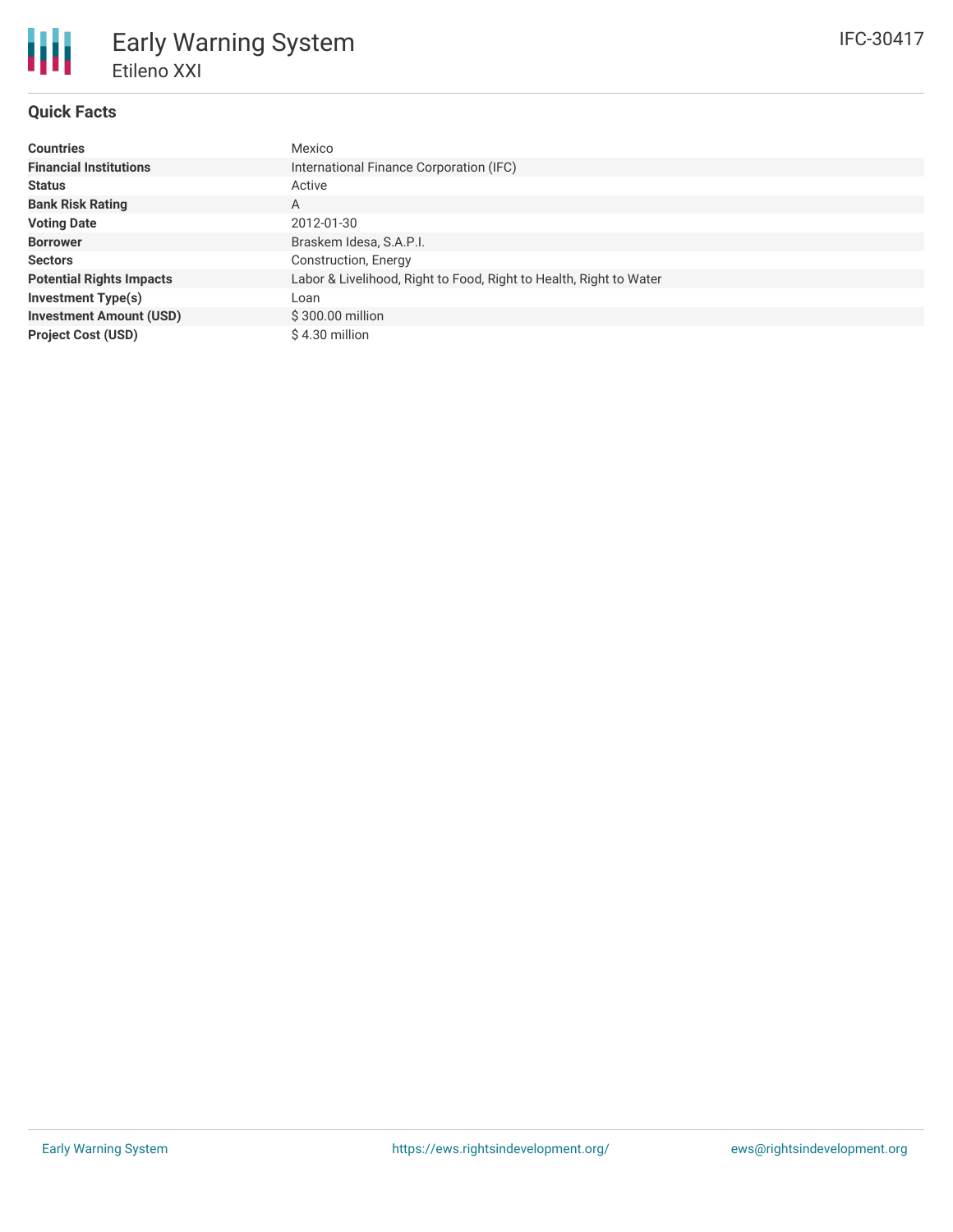# Early Warning System

## Etileno XXI

IFC-30417

### Quick Facts

| | |
|---|---|
| **Countries** | Mexico |
| **Financial Institutions** | International Finance Corporation (IFC) |
| **Status** | Active |
| **Bank Risk Rating** | A |
| **Voting Date** | 2012-01-30 |
| **Borrower** | Braskem Idesa, S.A.P.I. |
| **Sectors** | Construction, Energy |
| **Potential Rights Impacts** | Labor & Livelihood, Right to Food, Right to Health, Right to Water |
| **Investment Type(s)** | Loan |
| **Investment Amount (USD)** | $ 300.00 million |
| **Project Cost (USD)** | $ 4.30 million |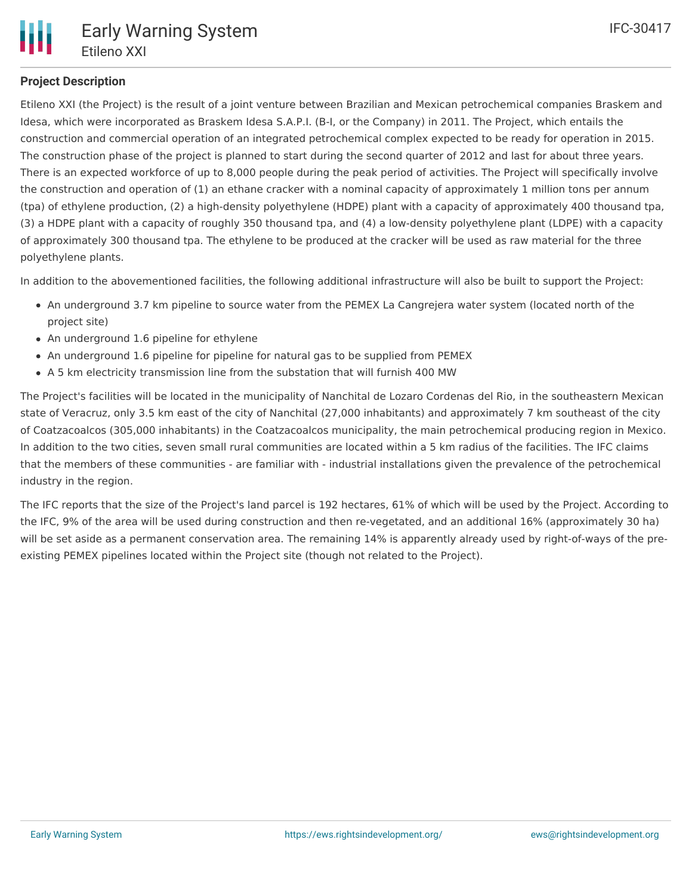**Project Description**

Etileno XXI (the Project) is the result of a joint venture between Brazilian and Mexican petrochemical companies Braskem and Idesa, which were incorporated as Braskem Idesa S.A.P.I. (B-I, or the Company) in 2011. The Project, which entails the construction and commercial operation of an integrated petrochemical complex expected to be ready for operation in 2015. The construction phase of the project is planned to start during the second quarter of 2012 and last for about three years. There is an expected workforce of up to 8,000 people during the peak period of activities. The Project will specifically involve the construction and operation of (1) an ethane cracker with a nominal capacity of approximately 1 million tons per annum (tpa) of ethylene production, (2) a high-density polyethylene (HDPE) plant with a capacity of approximately 400 thousand tpa, (3) a HDPE plant with a capacity of roughly 350 thousand tpa, and (4) a low-density polyethylene plant (LDPE) with a capacity of approximately 300 thousand tpa. The ethylene to be produced at the cracker will be used as raw material for the three polyethylene plants.

In addition to the abovementioned facilities, the following additional infrastructure will also be built to support the Project:

- An underground 3.7 km pipeline to source water from the PEMEX La Cangrejera water system (located north of the project site)
- An underground 1.6 pipeline for ethylene
- An underground 1.6 pipeline for pipeline for natural gas to be supplied from PEMEX
- A 5 km electricity transmission line from the substation that will furnish 400 MW

The Project's facilities will be located in the municipality of Nanchital de Lozaro Cordenas del Rio, in the southeastern Mexican state of Veracruz, only 3.5 km east of the city of Nanchital (27,000 inhabitants) and approximately 7 km southeast of the city of Coatzacoalcos (305,000 inhabitants) in the Coatzacoalcos municipality, the main petrochemical producing region in Mexico. In addition to the two cities, seven small rural communities are located within a 5 km radius of the facilities. The IFC claims that the members of these communities - are familiar with - industrial installations given the prevalence of the petrochemical industry in the region.

The IFC reports that the size of the Project's land parcel is 192 hectares, 61% of which will be used by the Project. According to the IFC, 9% of the area will be used during construction and then re-vegetated, and an additional 16% (approximately 30 ha) will be set aside as a permanent conservation area. The remaining 14% is apparently already used by right-of-ways of the pre-existing PEMEX pipelines located within the Project site (though not related to the Project).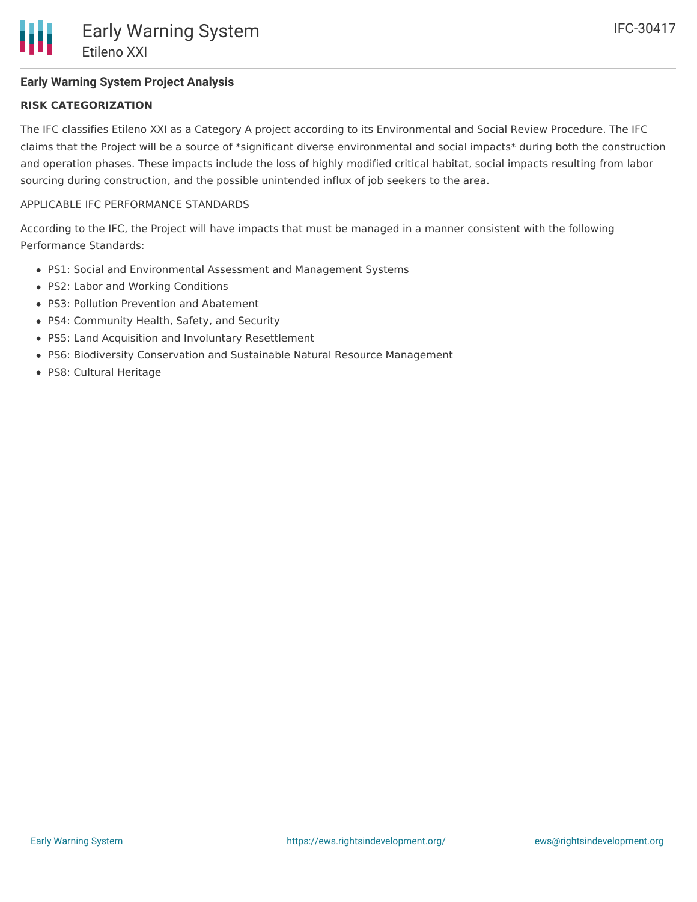## Early Warning System Project Analysis

### RISK CATEGORIZATION

The IFC classifies Etileno XXI as a Category A project according to its Environmental and Social Review Procedure. The IFC claims that the Project will be a source of *significant diverse environmental and social impacts* during both the construction and operation phases. These impacts include the loss of highly modified critical habitat, social impacts resulting from labor sourcing during construction, and the possible unintended influx of job seekers to the area.

APPLICABLE IFC PERFORMANCE STANDARDS

According to the IFC, the Project will have impacts that must be managed in a manner consistent with the following Performance Standards:

- PS1: Social and Environmental Assessment and Management Systems
- PS2: Labor and Working Conditions
- PS3: Pollution Prevention and Abatement
- PS4: Community Health, Safety, and Security
- PS5: Land Acquisition and Involuntary Resettlement
- PS6: Biodiversity Conservation and Sustainable Natural Resource Management
- PS8: Cultural Heritage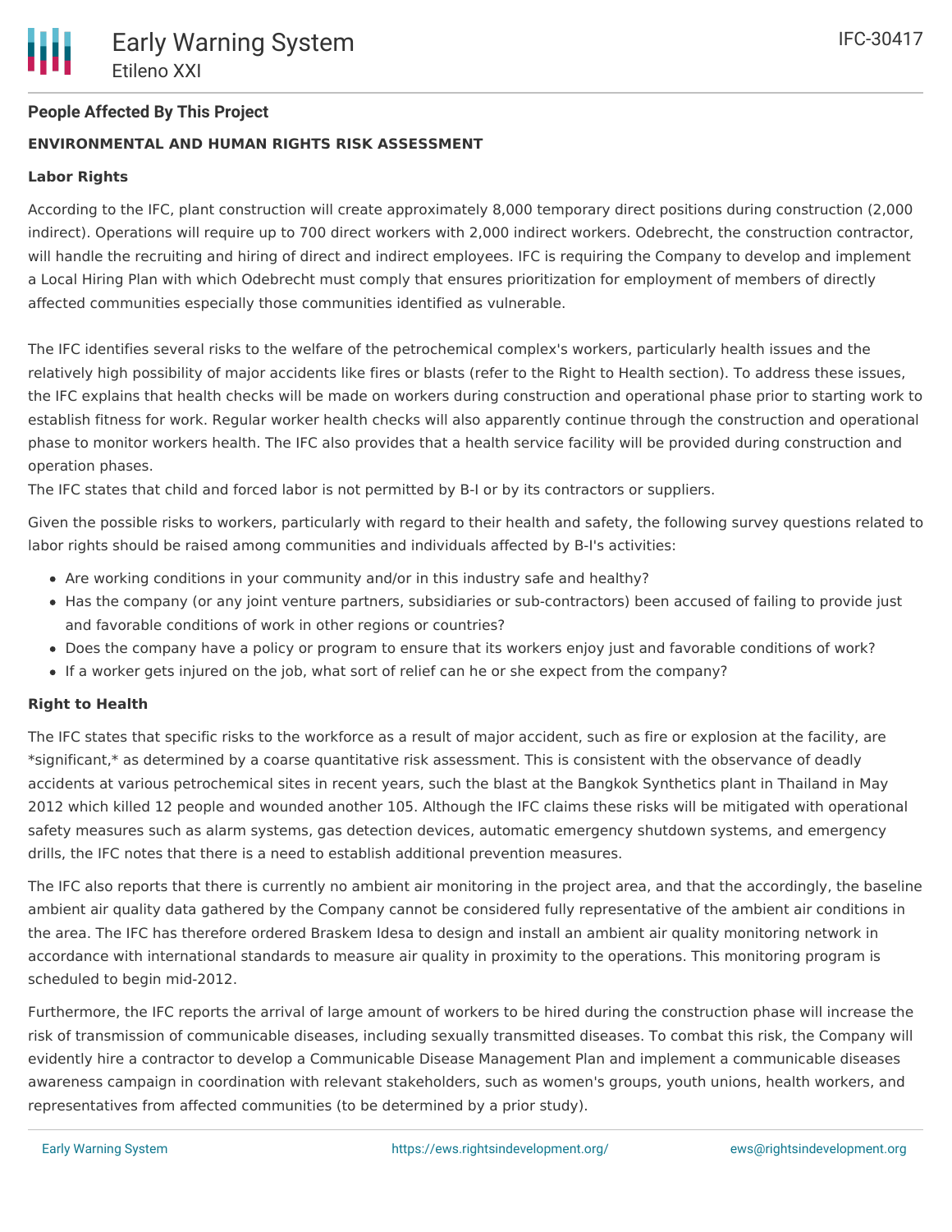**People Affected By This Project**

**ENVIRONMENTAL AND HUMAN RIGHTS RISK ASSESSMENT**

**Labor Rights**

According to the IFC, plant construction will create approximately 8,000 temporary direct positions during construction (2,000 indirect). Operations will require up to 700 direct workers with 2,000 indirect workers. Odebrecht, the construction contractor, will handle the recruiting and hiring of direct and indirect employees. IFC is requiring the Company to develop and implement a Local Hiring Plan with which Odebrecht must comply that ensures prioritization for employment of members of directly affected communities especially those communities identified as vulnerable.

The IFC identifies several risks to the welfare of the petrochemical complex's workers, particularly health issues and the relatively high possibility of major accidents like fires or blasts (refer to the Right to Health section). To address these issues, the IFC explains that health checks will be made on workers during construction and operational phase prior to starting work to establish fitness for work. Regular worker health checks will also apparently continue through the construction and operational phase to monitor workers health. The IFC also provides that a health service facility will be provided during construction and operation phases.
The IFC states that child and forced labor is not permitted by B-I or by its contractors or suppliers.

Given the possible risks to workers, particularly with regard to their health and safety, the following survey questions related to labor rights should be raised among communities and individuals affected by B-I's activities:

- Are working conditions in your community and/or in this industry safe and healthy?
- Has the company (or any joint venture partners, subsidiaries or sub-contractors) been accused of failing to provide just and favorable conditions of work in other regions or countries?
- Does the company have a policy or program to ensure that its workers enjoy just and favorable conditions of work?
- If a worker gets injured on the job, what sort of relief can he or she expect from the company?

**Right to Health**

The IFC states that specific risks to the workforce as a result of major accident, such as fire or explosion at the facility, are *significant,* as determined by a coarse quantitative risk assessment. This is consistent with the observance of deadly accidents at various petrochemical sites in recent years, such the blast at the Bangkok Synthetics plant in Thailand in May 2012 which killed 12 people and wounded another 105. Although the IFC claims these risks will be mitigated with operational safety measures such as alarm systems, gas detection devices, automatic emergency shutdown systems, and emergency drills, the IFC notes that there is a need to establish additional prevention measures.

The IFC also reports that there is currently no ambient air monitoring in the project area, and that the accordingly, the baseline ambient air quality data gathered by the Company cannot be considered fully representative of the ambient air conditions in the area. The IFC has therefore ordered Braskem Idesa to design and install an ambient air quality monitoring network in accordance with international standards to measure air quality in proximity to the operations. This monitoring program is scheduled to begin mid-2012.

Furthermore, the IFC reports the arrival of large amount of workers to be hired during the construction phase will increase the risk of transmission of communicable diseases, including sexually transmitted diseases. To combat this risk, the Company will evidently hire a contractor to develop a Communicable Disease Management Plan and implement a communicable diseases awareness campaign in coordination with relevant stakeholders, such as women's groups, youth unions, health workers, and representatives from affected communities (to be determined by a prior study).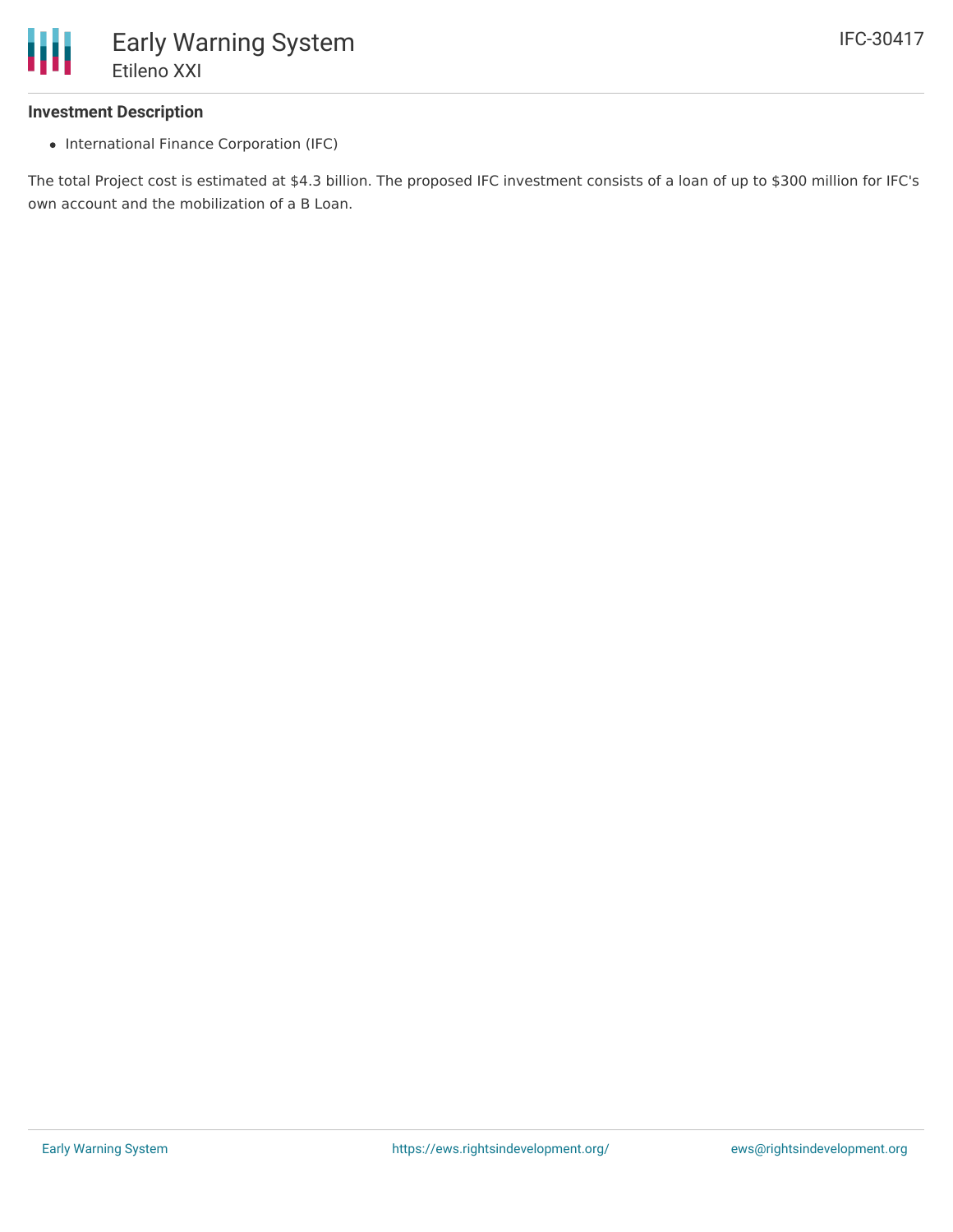### Investment Description

- International Finance Corporation (IFC)

The total Project cost is estimated at $4.3 billion. The proposed IFC investment consists of a loan of up to $300 million for IFC's own account and the mobilization of a B Loan.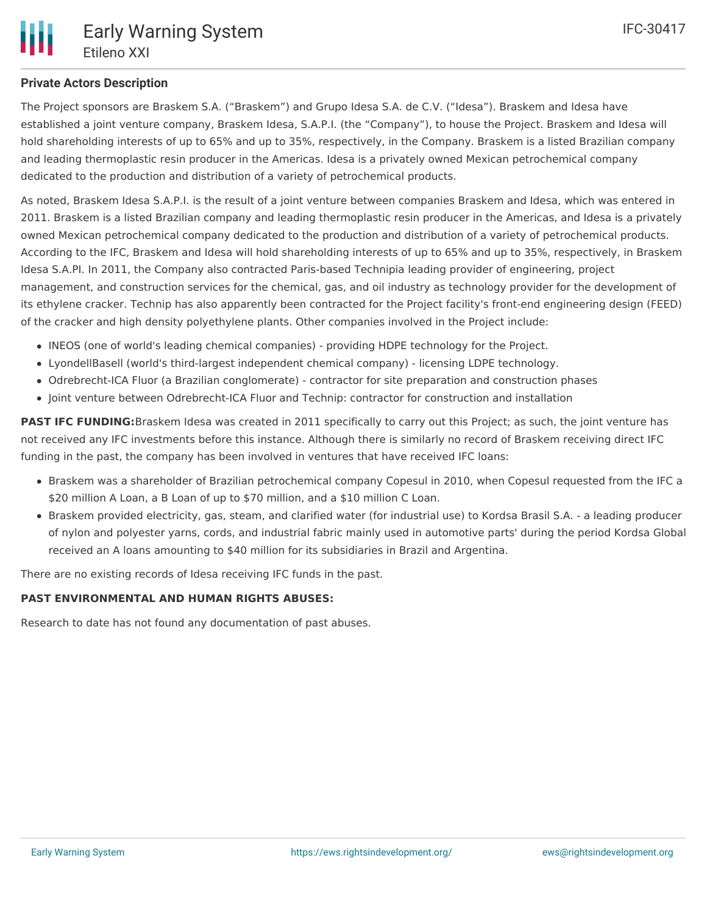**Private Actors Description**

The Project sponsors are Braskem S.A. ("Braskem") and Grupo Idesa S.A. de C.V. ("Idesa"). Braskem and Idesa have established a joint venture company, Braskem Idesa, S.A.P.I. (the "Company"), to house the Project. Braskem and Idesa will hold shareholding interests of up to 65% and up to 35%, respectively, in the Company. Braskem is a listed Brazilian company and leading thermoplastic resin producer in the Americas. Idesa is a privately owned Mexican petrochemical company dedicated to the production and distribution of a variety of petrochemical products.

As noted, Braskem Idesa S.A.P.I. is the result of a joint venture between companies Braskem and Idesa, which was entered in 2011. Braskem is a listed Brazilian company and leading thermoplastic resin producer in the Americas, and Idesa is a privately owned Mexican petrochemical company dedicated to the production and distribution of a variety of petrochemical products. According to the IFC, Braskem and Idesa will hold shareholding interests of up to 65% and up to 35%, respectively, in Braskem Idesa S.A.PI. In 2011, the Company also contracted Paris-based Technipia leading provider of engineering, project management, and construction services for the chemical, gas, and oil industry as technology provider for the development of its ethylene cracker. Technip has also apparently been contracted for the Project facility's front-end engineering design (FEED) of the cracker and high density polyethylene plants. Other companies involved in the Project include:

- INEOS (one of world's leading chemical companies) - providing HDPE technology for the Project.
- LyondellBasell (world's third-largest independent chemical company) - licensing LDPE technology.
- Odrebrecht-ICA Fluor (a Brazilian conglomerate) - contractor for site preparation and construction phases
- Joint venture between Odrebrecht-ICA Fluor and Technip: contractor for construction and installation

**PAST IFC FUNDING:**Braskem Idesa was created in 2011 specifically to carry out this Project; as such, the joint venture has not received any IFC investments before this instance. Although there is similarly no record of Braskem receiving direct IFC funding in the past, the company has been involved in ventures that have received IFC loans:

- Braskem was a shareholder of Brazilian petrochemical company Copesul in 2010, when Copesul requested from the IFC a $20 million A Loan, a B Loan of up to $70 million, and a $10 million C Loan.
- Braskem provided electricity, gas, steam, and clarified water (for industrial use) to Kordsa Brasil S.A. - a leading producer of nylon and polyester yarns, cords, and industrial fabric mainly used in automotive parts' during the period Kordsa Global received an A loans amounting to $40 million for its subsidiaries in Brazil and Argentina.

There are no existing records of Idesa receiving IFC funds in the past.

**PAST ENVIRONMENTAL AND HUMAN RIGHTS ABUSES:**

Research to date has not found any documentation of past abuses.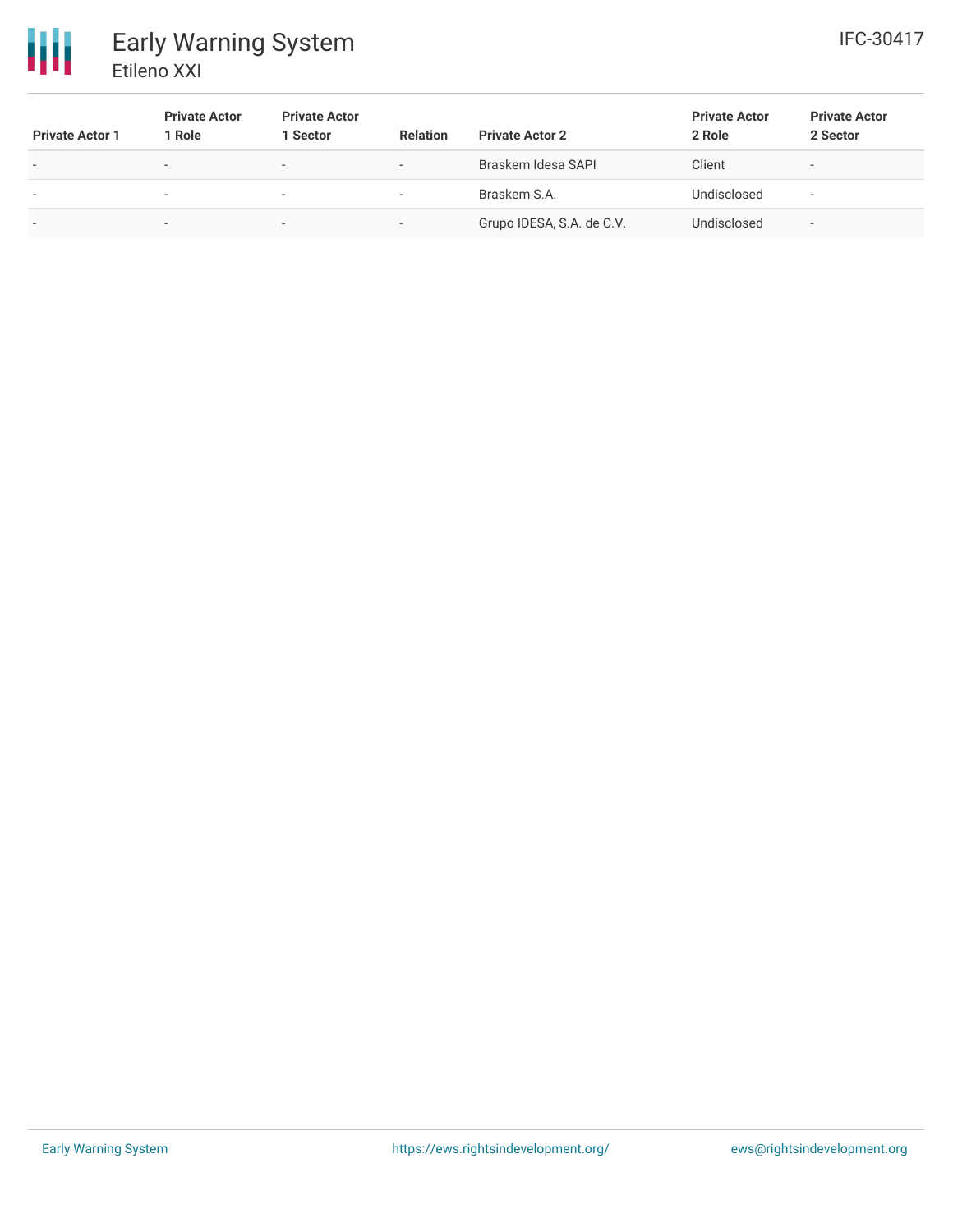| Private Actor 1 | Private Actor 1 Role | Private Actor 1 Sector | Relation | Private Actor 2 | Private Actor 2 Role | Private Actor 2 Sector |
|---|---|---|---|---|---|---|
| - | - | - | - | Braskem Idesa SAPI | Client | - |
| - | - | - | - | Braskem S.A. | Undisclosed | - |
| - | - | - | - | Grupo IDESA, S.A. de C.V. | Undisclosed | - |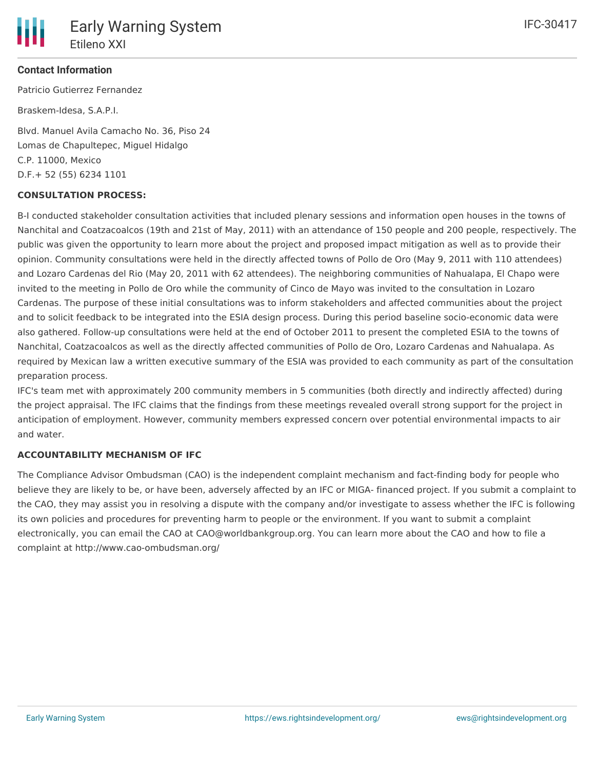**Contact Information**

Patricio Gutierrez Fernandez

Braskem-Idesa, S.A.P.I.

Blvd. Manuel Avila Camacho No. 36, Piso 24
Lomas de Chapultepec, Miguel Hidalgo
C.P. 11000, Mexico
D.F.+ 52 (55) 6234 1101

**CONSULTATION PROCESS:**

B-I conducted stakeholder consultation activities that included plenary sessions and information open houses in the towns of Nanchital and Coatzacoalcos (19th and 21st of May, 2011) with an attendance of 150 people and 200 people, respectively. The public was given the opportunity to learn more about the project and proposed impact mitigation as well as to provide their opinion. Community consultations were held in the directly affected towns of Pollo de Oro (May 9, 2011 with 110 attendees) and Lozaro Cardenas del Rio (May 20, 2011 with 62 attendees). The neighboring communities of Nahualapa, El Chapo were invited to the meeting in Pollo de Oro while the community of Cinco de Mayo was invited to the consultation in Lozaro Cardenas. The purpose of these initial consultations was to inform stakeholders and affected communities about the project and to solicit feedback to be integrated into the ESIA design process. During this period baseline socio-economic data were also gathered. Follow-up consultations were held at the end of October 2011 to present the completed ESIA to the towns of Nanchital, Coatzacoalcos as well as the directly affected communities of Pollo de Oro, Lozaro Cardenas and Nahualapa. As required by Mexican law a written executive summary of the ESIA was provided to each community as part of the consultation preparation process.
IFC's team met with approximately 200 community members in 5 communities (both directly and indirectly affected) during the project appraisal. The IFC claims that the findings from these meetings revealed overall strong support for the project in anticipation of employment. However, community members expressed concern over potential environmental impacts to air and water.

**ACCOUNTABILITY MECHANISM OF IFC**

The Compliance Advisor Ombudsman (CAO) is the independent complaint mechanism and fact-finding body for people who believe they are likely to be, or have been, adversely affected by an IFC or MIGA- financed project. If you submit a complaint to the CAO, they may assist you in resolving a dispute with the company and/or investigate to assess whether the IFC is following its own policies and procedures for preventing harm to people or the environment. If you want to submit a complaint electronically, you can email the CAO at CAO@worldbankgroup.org. You can learn more about the CAO and how to file a complaint at http://www.cao-ombudsman.org/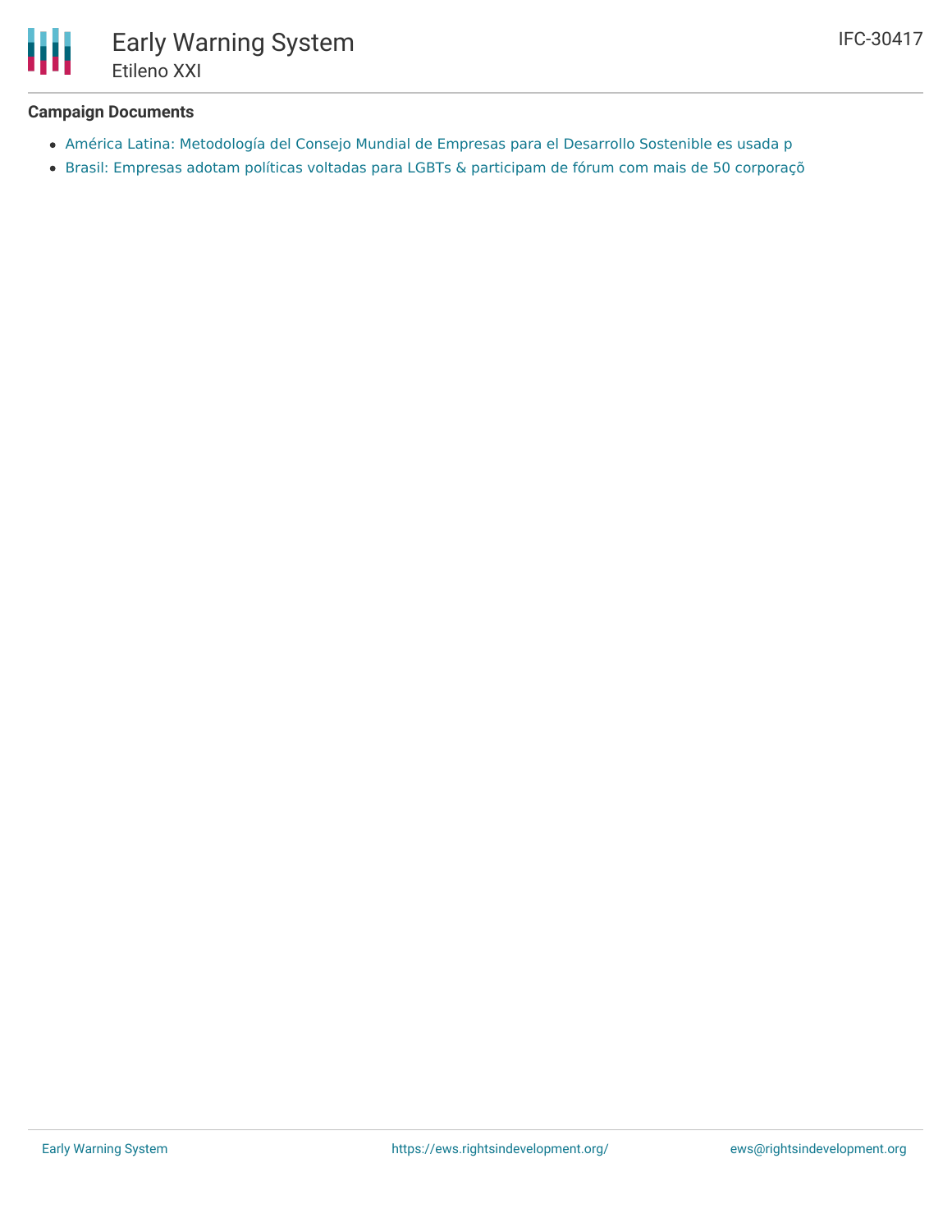**Campaign Documents**

- América Latina: Metodología del Consejo Mundial de Empresas para el Desarrollo Sostenible es usada p
- Brasil: Empresas adotam políticas voltadas para LGBTs & participam de fórum com mais de 50 corporaçõ